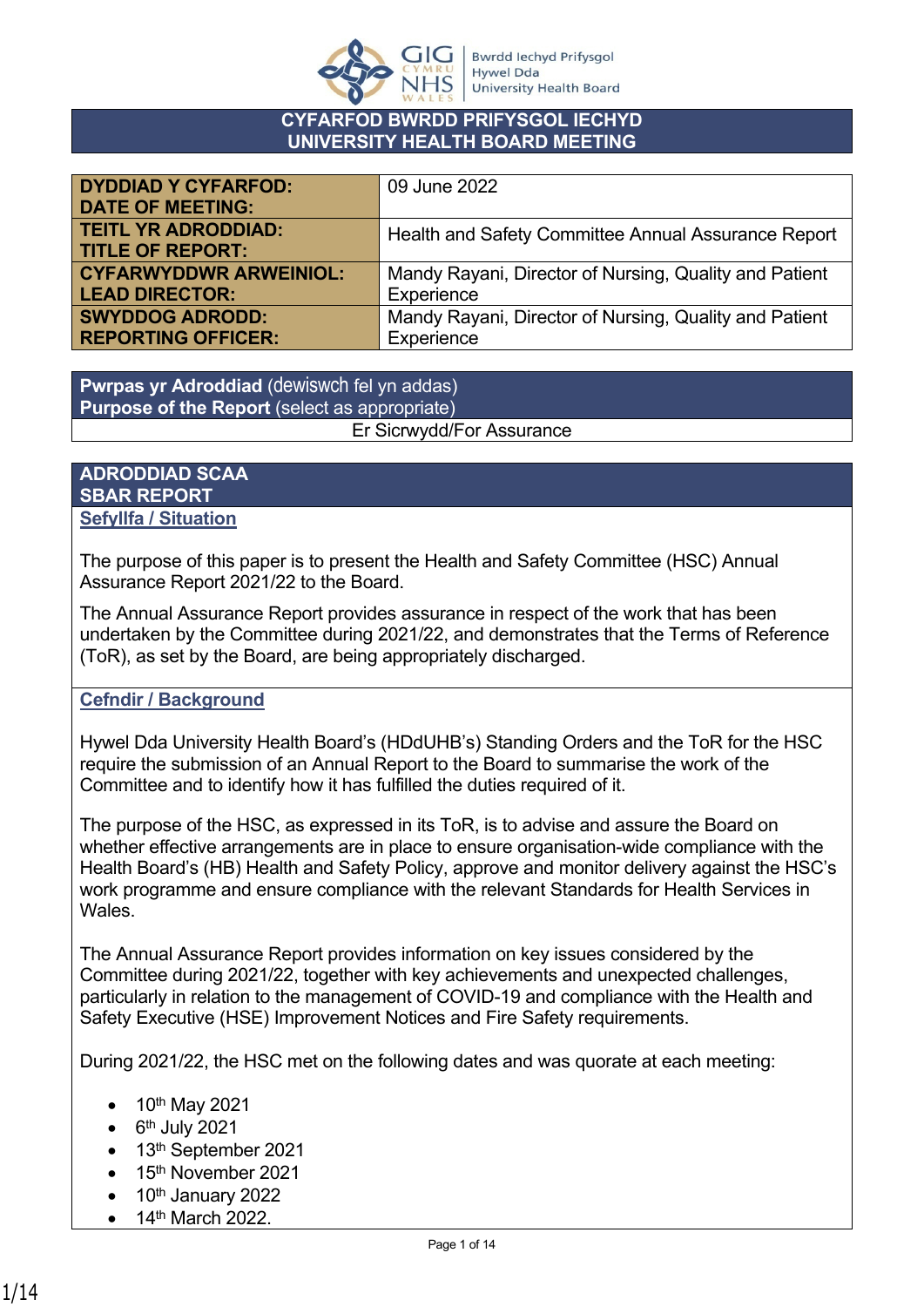Bwrdd Iechyd Prifysgol Hywel Dda University Health Board

# CYFARFOD BWRDD PRIFYSGOL IECHYD
# UNIVERSITY HEALTH BOARD MEETING

| | |
|---|---|
| **DYDDIAD Y CYFARFOD: DATE OF MEETING:** | 09 June 2022 |
| **TEITL YR ADRODDIAD: TITLE OF REPORT:** | Health and Safety Committee Annual Assurance Report |
| **CYFARWYDDWR ARWEINIOL: LEAD DIRECTOR:** | Mandy Rayani, Director of Nursing, Quality and Patient Experience |
| **SWYDDOG ADRODD: REPORTING OFFICER:** | Mandy Rayani, Director of Nursing, Quality and Patient Experience |

**Pwrpas yr Adroddiad** (dewiswch fel yn addas)
**Purpose of the Report** (select as appropriate)

Er Sicrwydd/For Assurance

## ADRODDIAD SCAA
## SBAR REPORT

### Sefyllfa / Situation

The purpose of this paper is to present the Health and Safety Committee (HSC) Annual Assurance Report 2021/22 to the Board.

The Annual Assurance Report provides assurance in respect of the work that has been undertaken by the Committee during 2021/22, and demonstrates that the Terms of Reference (ToR), as set by the Board, are being appropriately discharged.

### Cefndir / Background

Hywel Dda University Health Board's (HDdUHB's) Standing Orders and the ToR for the HSC require the submission of an Annual Report to the Board to summarise the work of the Committee and to identify how it has fulfilled the duties required of it.

The purpose of the HSC, as expressed in its ToR, is to advise and assure the Board on whether effective arrangements are in place to ensure organisation-wide compliance with the Health Board's (HB) Health and Safety Policy, approve and monitor delivery against the HSC's work programme and ensure compliance with the relevant Standards for Health Services in Wales.

The Annual Assurance Report provides information on key issues considered by the Committee during 2021/22, together with key achievements and unexpected challenges, particularly in relation to the management of COVID-19 and compliance with the Health and Safety Executive (HSE) Improvement Notices and Fire Safety requirements.

During 2021/22, the HSC met on the following dates and was quorate at each meeting:

- 10th May 2021
- 6th July 2021
- 13th September 2021
- 15th November 2021
- 10th January 2022
- 14th March 2022.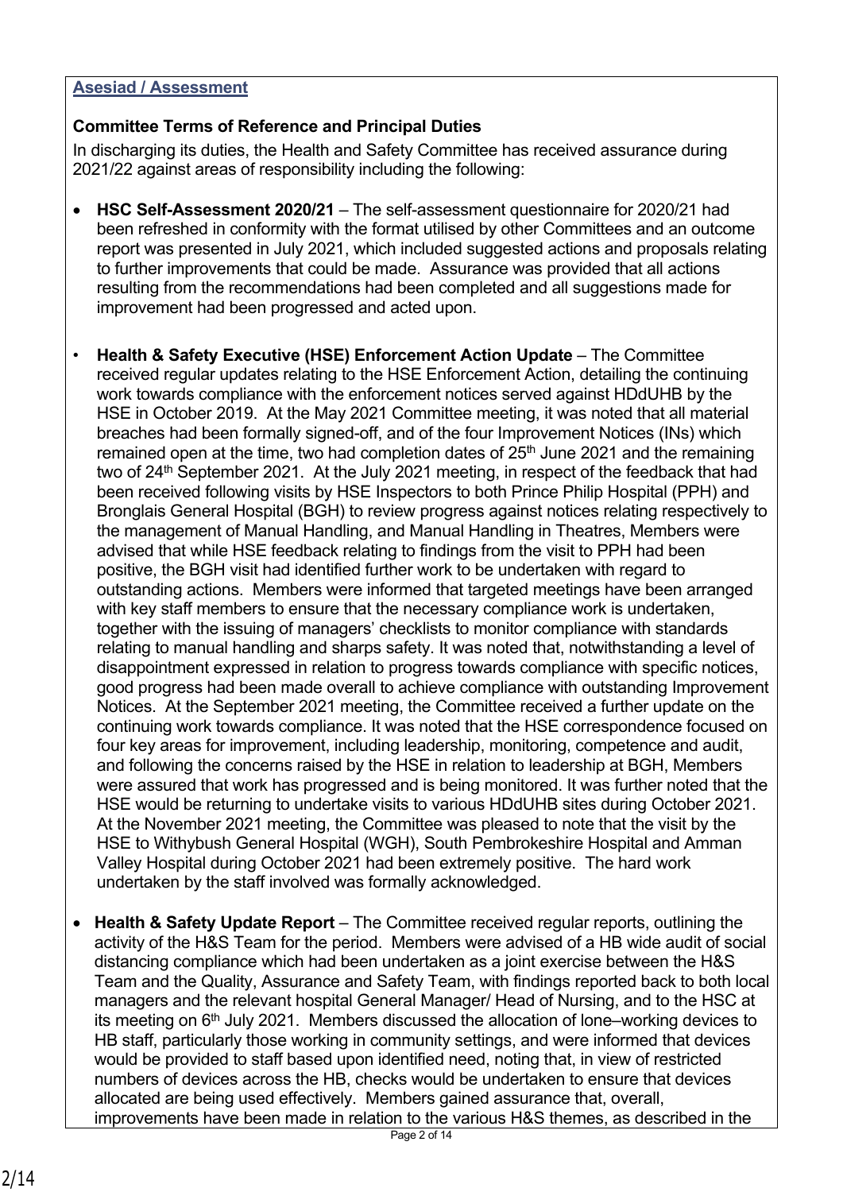**Asesiad / Assessment**

**Committee Terms of Reference and Principal Duties**

In discharging its duties, the Health and Safety Committee has received assurance during 2021/22 against areas of responsibility including the following:

- **HSC Self-Assessment 2020/21** – The self-assessment questionnaire for 2020/21 had been refreshed in conformity with the format utilised by other Committees and an outcome report was presented in July 2021, which included suggested actions and proposals relating to further improvements that could be made. Assurance was provided that all actions resulting from the recommendations had been completed and all suggestions made for improvement had been progressed and acted upon.

- **Health & Safety Executive (HSE) Enforcement Action Update** – The Committee received regular updates relating to the HSE Enforcement Action, detailing the continuing work towards compliance with the enforcement notices served against HDdUHB by the HSE in October 2019. At the May 2021 Committee meeting, it was noted that all material breaches had been formally signed-off, and of the four Improvement Notices (INs) which remained open at the time, two had completion dates of 25th June 2021 and the remaining two of 24th September 2021. At the July 2021 meeting, in respect of the feedback that had been received following visits by HSE Inspectors to both Prince Philip Hospital (PPH) and Bronglais General Hospital (BGH) to review progress against notices relating respectively to the management of Manual Handling, and Manual Handling in Theatres, Members were advised that while HSE feedback relating to findings from the visit to PPH had been positive, the BGH visit had identified further work to be undertaken with regard to outstanding actions. Members were informed that targeted meetings have been arranged with key staff members to ensure that the necessary compliance work is undertaken, together with the issuing of managers' checklists to monitor compliance with standards relating to manual handling and sharps safety. It was noted that, notwithstanding a level of disappointment expressed in relation to progress towards compliance with specific notices, good progress had been made overall to achieve compliance with outstanding Improvement Notices. At the September 2021 meeting, the Committee received a further update on the continuing work towards compliance. It was noted that the HSE correspondence focused on four key areas for improvement, including leadership, monitoring, competence and audit, and following the concerns raised by the HSE in relation to leadership at BGH, Members were assured that work has progressed and is being monitored. It was further noted that the HSE would be returning to undertake visits to various HDdUHB sites during October 2021. At the November 2021 meeting, the Committee was pleased to note that the visit by the HSE to Withybush General Hospital (WGH), South Pembrokeshire Hospital and Amman Valley Hospital during October 2021 had been extremely positive. The hard work undertaken by the staff involved was formally acknowledged.

- **Health & Safety Update Report** – The Committee received regular reports, outlining the activity of the H&S Team for the period. Members were advised of a HB wide audit of social distancing compliance which had been undertaken as a joint exercise between the H&S Team and the Quality, Assurance and Safety Team, with findings reported back to both local managers and the relevant hospital General Manager/ Head of Nursing, and to the HSC at its meeting on 6th July 2021. Members discussed the allocation of lone–working devices to HB staff, particularly those working in community settings, and were informed that devices would be provided to staff based upon identified need, noting that, in view of restricted numbers of devices across the HB, checks would be undertaken to ensure that devices allocated are being used effectively. Members gained assurance that, overall, improvements have been made in relation to the various H&S themes, as described in the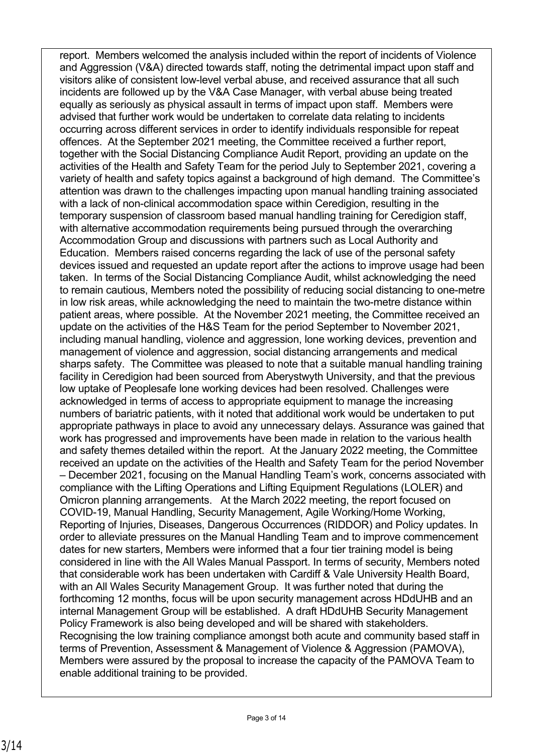report. Members welcomed the analysis included within the report of incidents of Violence and Aggression (V&A) directed towards staff, noting the detrimental impact upon staff and visitors alike of consistent low-level verbal abuse, and received assurance that all such incidents are followed up by the V&A Case Manager, with verbal abuse being treated equally as seriously as physical assault in terms of impact upon staff. Members were advised that further work would be undertaken to correlate data relating to incidents occurring across different services in order to identify individuals responsible for repeat offences. At the September 2021 meeting, the Committee received a further report, together with the Social Distancing Compliance Audit Report, providing an update on the activities of the Health and Safety Team for the period July to September 2021, covering a variety of health and safety topics against a background of high demand. The Committee's attention was drawn to the challenges impacting upon manual handling training associated with a lack of non-clinical accommodation space within Ceredigion, resulting in the temporary suspension of classroom based manual handling training for Ceredigion staff, with alternative accommodation requirements being pursued through the overarching Accommodation Group and discussions with partners such as Local Authority and Education. Members raised concerns regarding the lack of use of the personal safety devices issued and requested an update report after the actions to improve usage had been taken. In terms of the Social Distancing Compliance Audit, whilst acknowledging the need to remain cautious, Members noted the possibility of reducing social distancing to one-metre in low risk areas, while acknowledging the need to maintain the two-metre distance within patient areas, where possible. At the November 2021 meeting, the Committee received an update on the activities of the H&S Team for the period September to November 2021, including manual handling, violence and aggression, lone working devices, prevention and management of violence and aggression, social distancing arrangements and medical sharps safety. The Committee was pleased to note that a suitable manual handling training facility in Ceredigion had been sourced from Aberystwyth University, and that the previous low uptake of Peoplesafe lone working devices had been resolved. Challenges were acknowledged in terms of access to appropriate equipment to manage the increasing numbers of bariatric patients, with it noted that additional work would be undertaken to put appropriate pathways in place to avoid any unnecessary delays. Assurance was gained that work has progressed and improvements have been made in relation to the various health and safety themes detailed within the report. At the January 2022 meeting, the Committee received an update on the activities of the Health and Safety Team for the period November – December 2021, focusing on the Manual Handling Team's work, concerns associated with compliance with the Lifting Operations and Lifting Equipment Regulations (LOLER) and Omicron planning arrangements. At the March 2022 meeting, the report focused on COVID-19, Manual Handling, Security Management, Agile Working/Home Working, Reporting of Injuries, Diseases, Dangerous Occurrences (RIDDOR) and Policy updates. In order to alleviate pressures on the Manual Handling Team and to improve commencement dates for new starters, Members were informed that a four tier training model is being considered in line with the All Wales Manual Passport. In terms of security, Members noted that considerable work has been undertaken with Cardiff & Vale University Health Board, with an All Wales Security Management Group. It was further noted that during the forthcoming 12 months, focus will be upon security management across HDdUHB and an internal Management Group will be established. A draft HDdUHB Security Management Policy Framework is also being developed and will be shared with stakeholders. Recognising the low training compliance amongst both acute and community based staff in terms of Prevention, Assessment & Management of Violence & Aggression (PAMOVA), Members were assured by the proposal to increase the capacity of the PAMOVA Team to enable additional training to be provided.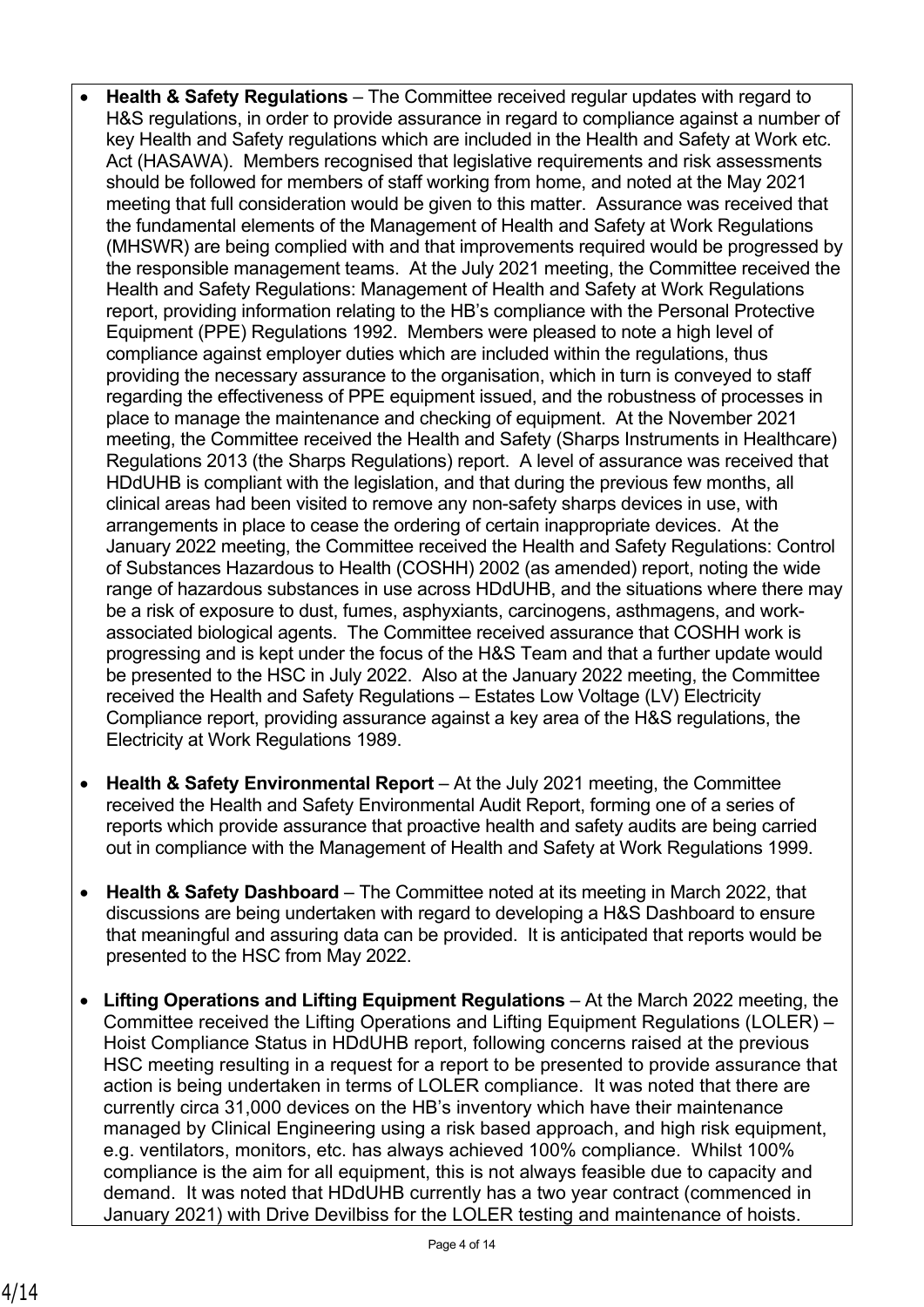- **Health & Safety Regulations** – The Committee received regular updates with regard to H&S regulations, in order to provide assurance in regard to compliance against a number of key Health and Safety regulations which are included in the Health and Safety at Work etc. Act (HASAWA). Members recognised that legislative requirements and risk assessments should be followed for members of staff working from home, and noted at the May 2021 meeting that full consideration would be given to this matter. Assurance was received that the fundamental elements of the Management of Health and Safety at Work Regulations (MHSWR) are being complied with and that improvements required would be progressed by the responsible management teams. At the July 2021 meeting, the Committee received the Health and Safety Regulations: Management of Health and Safety at Work Regulations report, providing information relating to the HB's compliance with the Personal Protective Equipment (PPE) Regulations 1992. Members were pleased to note a high level of compliance against employer duties which are included within the regulations, thus providing the necessary assurance to the organisation, which in turn is conveyed to staff regarding the effectiveness of PPE equipment issued, and the robustness of processes in place to manage the maintenance and checking of equipment. At the November 2021 meeting, the Committee received the Health and Safety (Sharps Instruments in Healthcare) Regulations 2013 (the Sharps Regulations) report. A level of assurance was received that HDdUHB is compliant with the legislation, and that during the previous few months, all clinical areas had been visited to remove any non-safety sharps devices in use, with arrangements in place to cease the ordering of certain inappropriate devices. At the January 2022 meeting, the Committee received the Health and Safety Regulations: Control of Substances Hazardous to Health (COSHH) 2002 (as amended) report, noting the wide range of hazardous substances in use across HDdUHB, and the situations where there may be a risk of exposure to dust, fumes, asphyxiants, carcinogens, asthmagens, and work-associated biological agents. The Committee received assurance that COSHH work is progressing and is kept under the focus of the H&S Team and that a further update would be presented to the HSC in July 2022. Also at the January 2022 meeting, the Committee received the Health and Safety Regulations – Estates Low Voltage (LV) Electricity Compliance report, providing assurance against a key area of the H&S regulations, the Electricity at Work Regulations 1989.

- **Health & Safety Environmental Report** – At the July 2021 meeting, the Committee received the Health and Safety Environmental Audit Report, forming one of a series of reports which provide assurance that proactive health and safety audits are being carried out in compliance with the Management of Health and Safety at Work Regulations 1999.

- **Health & Safety Dashboard** – The Committee noted at its meeting in March 2022, that discussions are being undertaken with regard to developing a H&S Dashboard to ensure that meaningful and assuring data can be provided. It is anticipated that reports would be presented to the HSC from May 2022.

- **Lifting Operations and Lifting Equipment Regulations** – At the March 2022 meeting, the Committee received the Lifting Operations and Lifting Equipment Regulations (LOLER) – Hoist Compliance Status in HDdUHB report, following concerns raised at the previous HSC meeting resulting in a request for a report to be presented to provide assurance that action is being undertaken in terms of LOLER compliance. It was noted that there are currently circa 31,000 devices on the HB's inventory which have their maintenance managed by Clinical Engineering using a risk based approach, and high risk equipment, e.g. ventilators, monitors, etc. has always achieved 100% compliance. Whilst 100% compliance is the aim for all equipment, this is not always feasible due to capacity and demand. It was noted that HDdUHB currently has a two year contract (commenced in January 2021) with Drive Devilbiss for the LOLER testing and maintenance of hoists.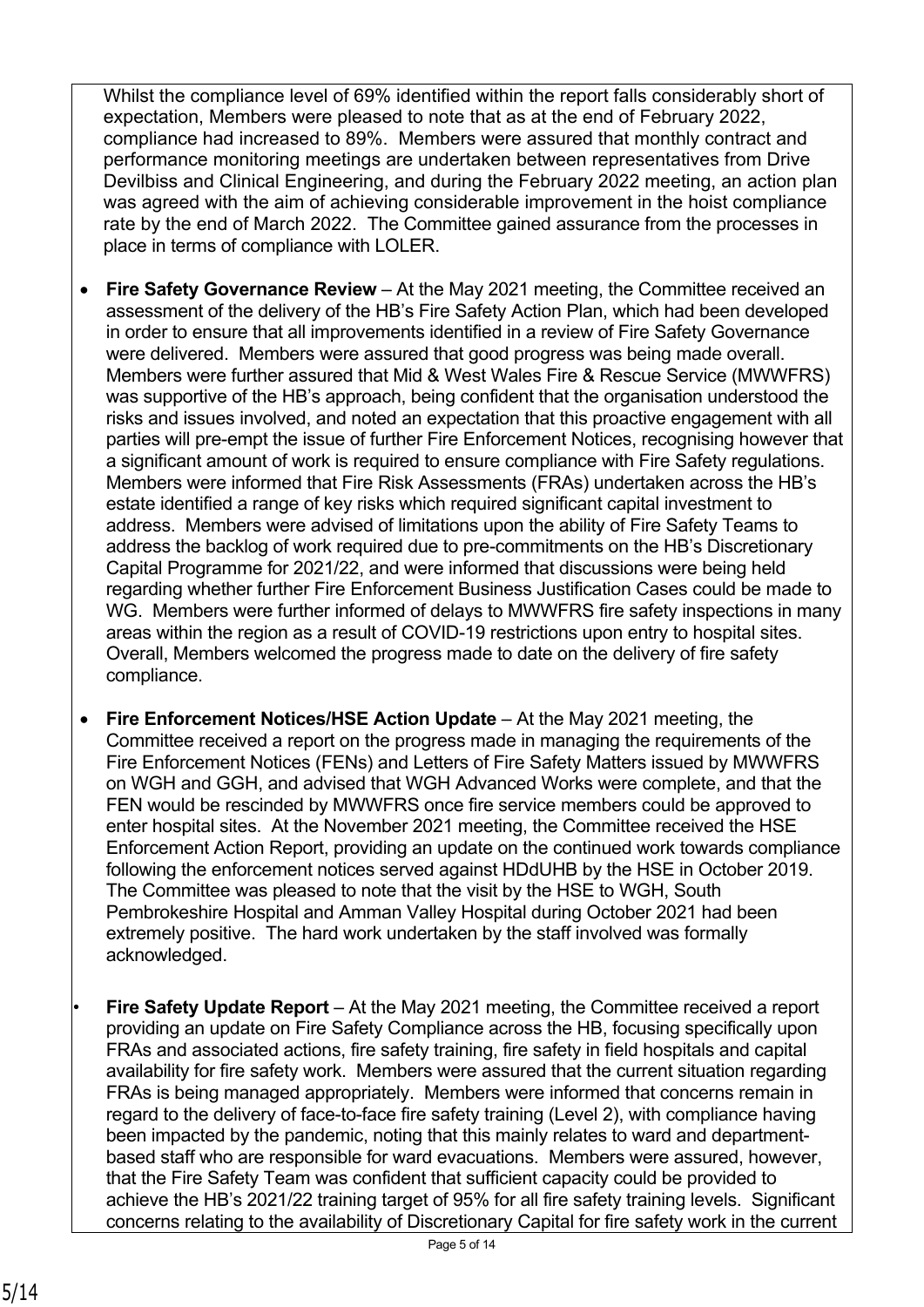Whilst the compliance level of 69% identified within the report falls considerably short of expectation, Members were pleased to note that as at the end of February 2022, compliance had increased to 89%. Members were assured that monthly contract and performance monitoring meetings are undertaken between representatives from Drive Devilbiss and Clinical Engineering, and during the February 2022 meeting, an action plan was agreed with the aim of achieving considerable improvement in the hoist compliance rate by the end of March 2022. The Committee gained assurance from the processes in place in terms of compliance with LOLER.

- **Fire Safety Governance Review** – At the May 2021 meeting, the Committee received an assessment of the delivery of the HB's Fire Safety Action Plan, which had been developed in order to ensure that all improvements identified in a review of Fire Safety Governance were delivered. Members were assured that good progress was being made overall. Members were further assured that Mid & West Wales Fire & Rescue Service (MWWFRS) was supportive of the HB's approach, being confident that the organisation understood the risks and issues involved, and noted an expectation that this proactive engagement with all parties will pre-empt the issue of further Fire Enforcement Notices, recognising however that a significant amount of work is required to ensure compliance with Fire Safety regulations. Members were informed that Fire Risk Assessments (FRAs) undertaken across the HB's estate identified a range of key risks which required significant capital investment to address. Members were advised of limitations upon the ability of Fire Safety Teams to address the backlog of work required due to pre-commitments on the HB's Discretionary Capital Programme for 2021/22, and were informed that discussions were being held regarding whether further Fire Enforcement Business Justification Cases could be made to WG. Members were further informed of delays to MWWFRS fire safety inspections in many areas within the region as a result of COVID-19 restrictions upon entry to hospital sites. Overall, Members welcomed the progress made to date on the delivery of fire safety compliance.

- **Fire Enforcement Notices/HSE Action Update** – At the May 2021 meeting, the Committee received a report on the progress made in managing the requirements of the Fire Enforcement Notices (FENs) and Letters of Fire Safety Matters issued by MWWFRS on WGH and GGH, and advised that WGH Advanced Works were complete, and that the FEN would be rescinded by MWWFRS once fire service members could be approved to enter hospital sites. At the November 2021 meeting, the Committee received the HSE Enforcement Action Report, providing an update on the continued work towards compliance following the enforcement notices served against HDdUHB by the HSE in October 2019. The Committee was pleased to note that the visit by the HSE to WGH, South Pembrokeshire Hospital and Amman Valley Hospital during October 2021 had been extremely positive. The hard work undertaken by the staff involved was formally acknowledged.

- **Fire Safety Update Report** – At the May 2021 meeting, the Committee received a report providing an update on Fire Safety Compliance across the HB, focusing specifically upon FRAs and associated actions, fire safety training, fire safety in field hospitals and capital availability for fire safety work. Members were assured that the current situation regarding FRAs is being managed appropriately. Members were informed that concerns remain in regard to the delivery of face-to-face fire safety training (Level 2), with compliance having been impacted by the pandemic, noting that this mainly relates to ward and department-based staff who are responsible for ward evacuations. Members were assured, however, that the Fire Safety Team was confident that sufficient capacity could be provided to achieve the HB's 2021/22 training target of 95% for all fire safety training levels. Significant concerns relating to the availability of Discretionary Capital for fire safety work in the current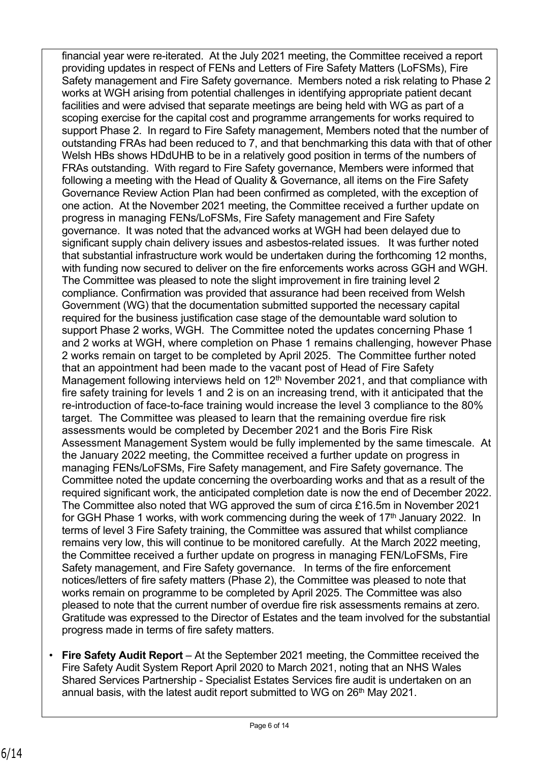financial year were re-iterated. At the July 2021 meeting, the Committee received a report providing updates in respect of FENs and Letters of Fire Safety Matters (LoFSMs), Fire Safety management and Fire Safety governance. Members noted a risk relating to Phase 2 works at WGH arising from potential challenges in identifying appropriate patient decant facilities and were advised that separate meetings are being held with WG as part of a scoping exercise for the capital cost and programme arrangements for works required to support Phase 2. In regard to Fire Safety management, Members noted that the number of outstanding FRAs had been reduced to 7, and that benchmarking this data with that of other Welsh HBs shows HDdUHB to be in a relatively good position in terms of the numbers of FRAs outstanding. With regard to Fire Safety governance, Members were informed that following a meeting with the Head of Quality & Governance, all items on the Fire Safety Governance Review Action Plan had been confirmed as completed, with the exception of one action. At the November 2021 meeting, the Committee received a further update on progress in managing FENs/LoFSMs, Fire Safety management and Fire Safety governance. It was noted that the advanced works at WGH had been delayed due to significant supply chain delivery issues and asbestos-related issues. It was further noted that substantial infrastructure work would be undertaken during the forthcoming 12 months, with funding now secured to deliver on the fire enforcements works across GGH and WGH. The Committee was pleased to note the slight improvement in fire training level 2 compliance. Confirmation was provided that assurance had been received from Welsh Government (WG) that the documentation submitted supported the necessary capital required for the business justification case stage of the demountable ward solution to support Phase 2 works, WGH. The Committee noted the updates concerning Phase 1 and 2 works at WGH, where completion on Phase 1 remains challenging, however Phase 2 works remain on target to be completed by April 2025. The Committee further noted that an appointment had been made to the vacant post of Head of Fire Safety Management following interviews held on 12th November 2021, and that compliance with fire safety training for levels 1 and 2 is on an increasing trend, with it anticipated that the re-introduction of face-to-face training would increase the level 3 compliance to the 80% target. The Committee was pleased to learn that the remaining overdue fire risk assessments would be completed by December 2021 and the Boris Fire Risk Assessment Management System would be fully implemented by the same timescale. At the January 2022 meeting, the Committee received a further update on progress in managing FENs/LoFSMs, Fire Safety management, and Fire Safety governance. The Committee noted the update concerning the overboarding works and that as a result of the required significant work, the anticipated completion date is now the end of December 2022. The Committee also noted that WG approved the sum of circa £16.5m in November 2021 for GGH Phase 1 works, with work commencing during the week of 17th January 2022. In terms of level 3 Fire Safety training, the Committee was assured that whilst compliance remains very low, this will continue to be monitored carefully. At the March 2022 meeting, the Committee received a further update on progress in managing FEN/LoFSMs, Fire Safety management, and Fire Safety governance. In terms of the fire enforcement notices/letters of fire safety matters (Phase 2), the Committee was pleased to note that works remain on programme to be completed by April 2025. The Committee was also pleased to note that the current number of overdue fire risk assessments remains at zero. Gratitude was expressed to the Director of Estates and the team involved for the substantial progress made in terms of fire safety matters.

- **Fire Safety Audit Report** – At the September 2021 meeting, the Committee received the Fire Safety Audit System Report April 2020 to March 2021, noting that an NHS Wales Shared Services Partnership - Specialist Estates Services fire audit is undertaken on an annual basis, with the latest audit report submitted to WG on 26th May 2021.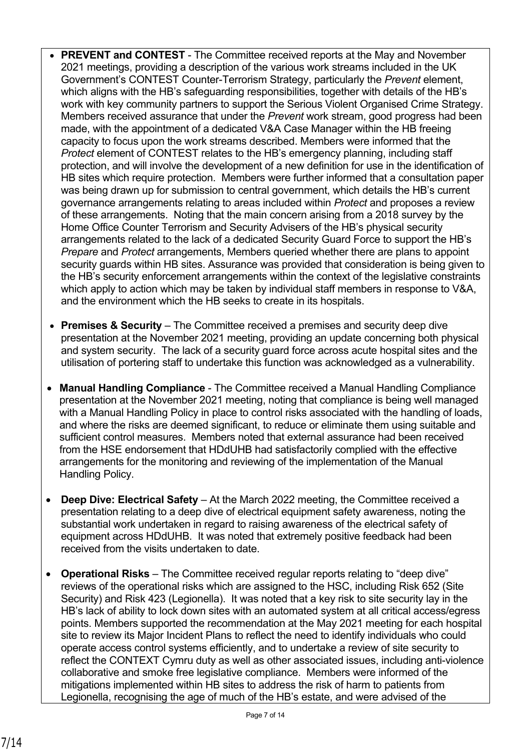- **PREVENT and CONTEST** - The Committee received reports at the May and November 2021 meetings, providing a description of the various work streams included in the UK Government's CONTEST Counter-Terrorism Strategy, particularly the *Prevent* element, which aligns with the HB's safeguarding responsibilities, together with details of the HB's work with key community partners to support the Serious Violent Organised Crime Strategy. Members received assurance that under the *Prevent* work stream, good progress had been made, with the appointment of a dedicated V&A Case Manager within the HB freeing capacity to focus upon the work streams described. Members were informed that the *Protect* element of CONTEST relates to the HB's emergency planning, including staff protection, and will involve the development of a new definition for use in the identification of HB sites which require protection. Members were further informed that a consultation paper was being drawn up for submission to central government, which details the HB's current governance arrangements relating to areas included within *Protect* and proposes a review of these arrangements. Noting that the main concern arising from a 2018 survey by the Home Office Counter Terrorism and Security Advisers of the HB's physical security arrangements related to the lack of a dedicated Security Guard Force to support the HB's *Prepare* and *Protect* arrangements, Members queried whether there are plans to appoint security guards within HB sites. Assurance was provided that consideration is being given to the HB's security enforcement arrangements within the context of the legislative constraints which apply to action which may be taken by individual staff members in response to V&A, and the environment which the HB seeks to create in its hospitals.

- **Premises & Security** – The Committee received a premises and security deep dive presentation at the November 2021 meeting, providing an update concerning both physical and system security. The lack of a security guard force across acute hospital sites and the utilisation of portering staff to undertake this function was acknowledged as a vulnerability.

- **Manual Handling Compliance** - The Committee received a Manual Handling Compliance presentation at the November 2021 meeting, noting that compliance is being well managed with a Manual Handling Policy in place to control risks associated with the handling of loads, and where the risks are deemed significant, to reduce or eliminate them using suitable and sufficient control measures. Members noted that external assurance had been received from the HSE endorsement that HDdUHB had satisfactorily complied with the effective arrangements for the monitoring and reviewing of the implementation of the Manual Handling Policy.

- **Deep Dive: Electrical Safety** – At the March 2022 meeting, the Committee received a presentation relating to a deep dive of electrical equipment safety awareness, noting the substantial work undertaken in regard to raising awareness of the electrical safety of equipment across HDdUHB. It was noted that extremely positive feedback had been received from the visits undertaken to date.

- **Operational Risks** – The Committee received regular reports relating to "deep dive" reviews of the operational risks which are assigned to the HSC, including Risk 652 (Site Security) and Risk 423 (Legionella). It was noted that a key risk to site security lay in the HB's lack of ability to lock down sites with an automated system at all critical access/egress points. Members supported the recommendation at the May 2021 meeting for each hospital site to review its Major Incident Plans to reflect the need to identify individuals who could operate access control systems efficiently, and to undertake a review of site security to reflect the CONTEXT Cymru duty as well as other associated issues, including anti-violence collaborative and smoke free legislative compliance. Members were informed of the mitigations implemented within HB sites to address the risk of harm to patients from Legionella, recognising the age of much of the HB's estate, and were advised of the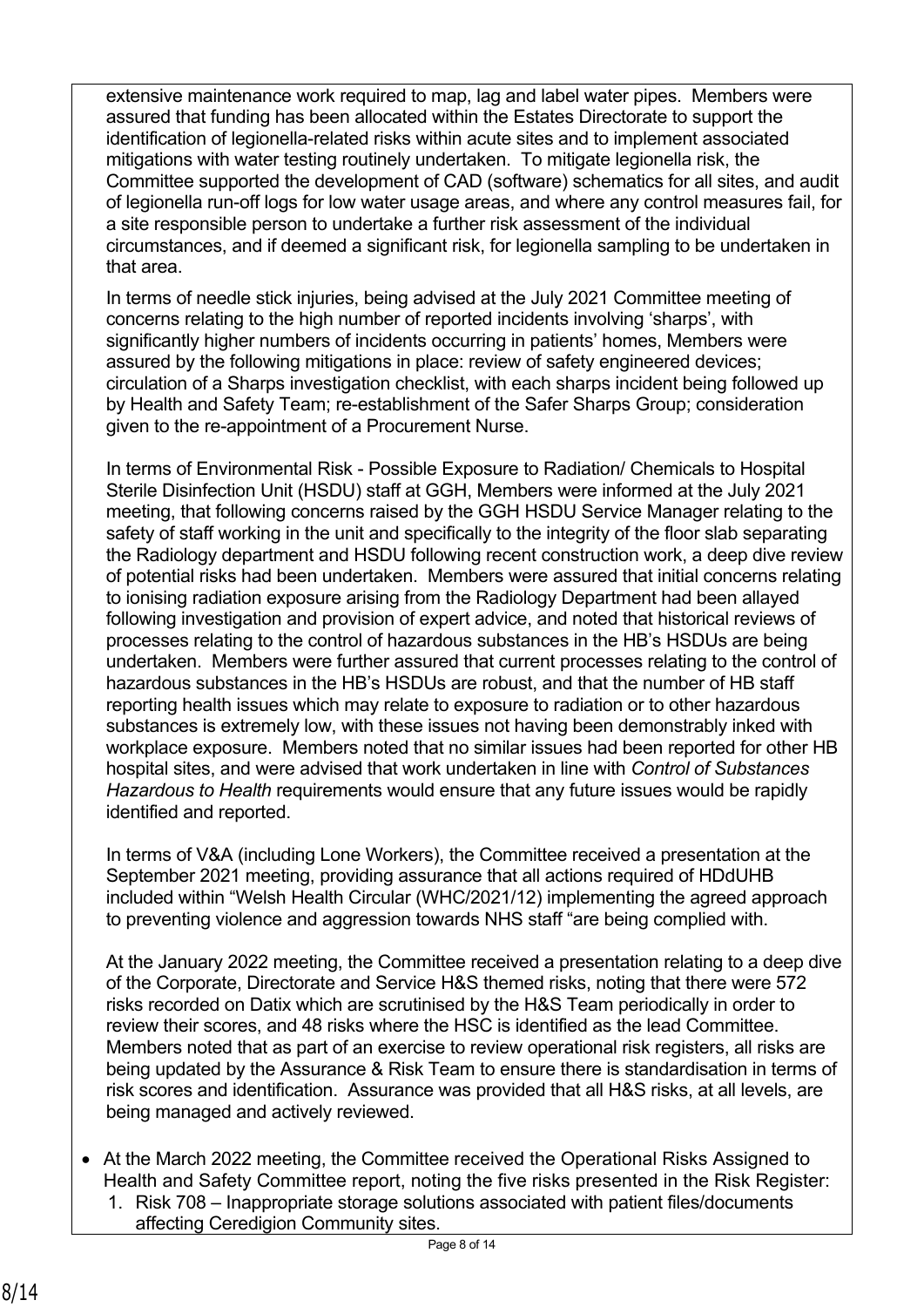extensive maintenance work required to map, lag and label water pipes. Members were assured that funding has been allocated within the Estates Directorate to support the identification of legionella-related risks within acute sites and to implement associated mitigations with water testing routinely undertaken. To mitigate legionella risk, the Committee supported the development of CAD (software) schematics for all sites, and audit of legionella run-off logs for low water usage areas, and where any control measures fail, for a site responsible person to undertake a further risk assessment of the individual circumstances, and if deemed a significant risk, for legionella sampling to be undertaken in that area.

In terms of needle stick injuries, being advised at the July 2021 Committee meeting of concerns relating to the high number of reported incidents involving 'sharps', with significantly higher numbers of incidents occurring in patients' homes, Members were assured by the following mitigations in place: review of safety engineered devices; circulation of a Sharps investigation checklist, with each sharps incident being followed up by Health and Safety Team; re-establishment of the Safer Sharps Group; consideration given to the re-appointment of a Procurement Nurse.

In terms of Environmental Risk - Possible Exposure to Radiation/ Chemicals to Hospital Sterile Disinfection Unit (HSDU) staff at GGH, Members were informed at the July 2021 meeting, that following concerns raised by the GGH HSDU Service Manager relating to the safety of staff working in the unit and specifically to the integrity of the floor slab separating the Radiology department and HSDU following recent construction work, a deep dive review of potential risks had been undertaken. Members were assured that initial concerns relating to ionising radiation exposure arising from the Radiology Department had been allayed following investigation and provision of expert advice, and noted that historical reviews of processes relating to the control of hazardous substances in the HB's HSDUs are being undertaken. Members were further assured that current processes relating to the control of hazardous substances in the HB's HSDUs are robust, and that the number of HB staff reporting health issues which may relate to exposure to radiation or to other hazardous substances is extremely low, with these issues not having been demonstrably inked with workplace exposure. Members noted that no similar issues had been reported for other HB hospital sites, and were advised that work undertaken in line with *Control of Substances Hazardous to Health* requirements would ensure that any future issues would be rapidly identified and reported.

In terms of V&A (including Lone Workers), the Committee received a presentation at the September 2021 meeting, providing assurance that all actions required of HDdUHB included within "Welsh Health Circular (WHC/2021/12) implementing the agreed approach to preventing violence and aggression towards NHS staff "are being complied with.

At the January 2022 meeting, the Committee received a presentation relating to a deep dive of the Corporate, Directorate and Service H&S themed risks, noting that there were 572 risks recorded on Datix which are scrutinised by the H&S Team periodically in order to review their scores, and 48 risks where the HSC is identified as the lead Committee. Members noted that as part of an exercise to review operational risk registers, all risks are being updated by the Assurance & Risk Team to ensure there is standardisation in terms of risk scores and identification. Assurance was provided that all H&S risks, at all levels, are being managed and actively reviewed.

- At the March 2022 meeting, the Committee received the Operational Risks Assigned to Health and Safety Committee report, noting the five risks presented in the Risk Register:
  1. Risk 708 – Inappropriate storage solutions associated with patient files/documents affecting Ceredigion Community sites.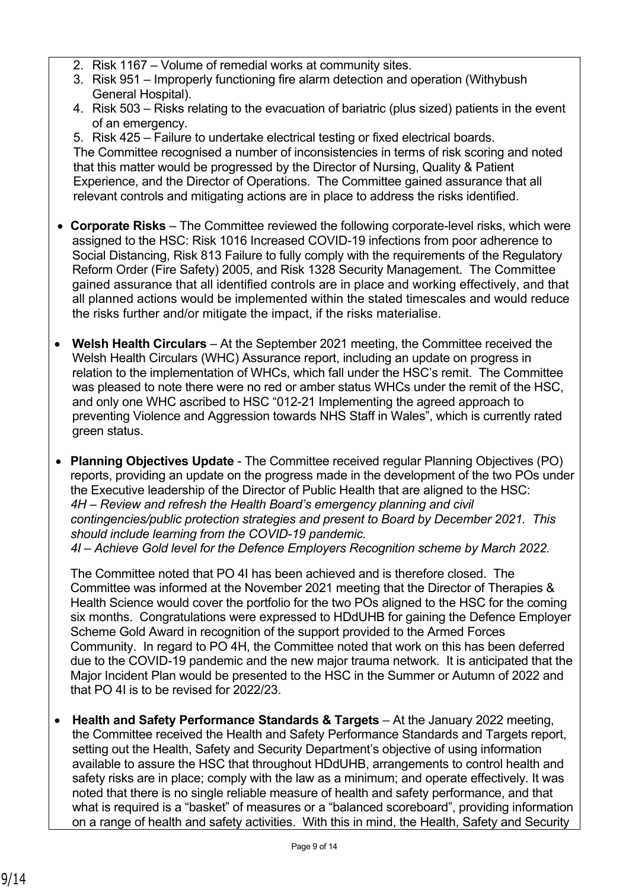2. Risk 1167 – Volume of remedial works at community sites.
3. Risk 951 – Improperly functioning fire alarm detection and operation (Withybush General Hospital).
4. Risk 503 – Risks relating to the evacuation of bariatric (plus sized) patients in the event of an emergency.
5. Risk 425 – Failure to undertake electrical testing or fixed electrical boards.

The Committee recognised a number of inconsistencies in terms of risk scoring and noted that this matter would be progressed by the Director of Nursing, Quality & Patient Experience, and the Director of Operations. The Committee gained assurance that all relevant controls and mitigating actions are in place to address the risks identified.

- **Corporate Risks** – The Committee reviewed the following corporate-level risks, which were assigned to the HSC: Risk 1016 Increased COVID-19 infections from poor adherence to Social Distancing, Risk 813 Failure to fully comply with the requirements of the Regulatory Reform Order (Fire Safety) 2005, and Risk 1328 Security Management. The Committee gained assurance that all identified controls are in place and working effectively, and that all planned actions would be implemented within the stated timescales and would reduce the risks further and/or mitigate the impact, if the risks materialise.

- **Welsh Health Circulars** – At the September 2021 meeting, the Committee received the Welsh Health Circulars (WHC) Assurance report, including an update on progress in relation to the implementation of WHCs, which fall under the HSC's remit. The Committee was pleased to note there were no red or amber status WHCs under the remit of the HSC, and only one WHC ascribed to HSC "012-21 Implementing the agreed approach to preventing Violence and Aggression towards NHS Staff in Wales", which is currently rated green status.

- **Planning Objectives Update** - The Committee received regular Planning Objectives (PO) reports, providing an update on the progress made in the development of the two POs under the Executive leadership of the Director of Public Health that are aligned to the HSC:
  *4H – Review and refresh the Health Board's emergency planning and civil contingencies/public protection strategies and present to Board by December 2021. This should include learning from the COVID-19 pandemic.*
  *4I – Achieve Gold level for the Defence Employers Recognition scheme by March 2022.*

  The Committee noted that PO 4I has been achieved and is therefore closed. The Committee was informed at the November 2021 meeting that the Director of Therapies & Health Science would cover the portfolio for the two POs aligned to the HSC for the coming six months. Congratulations were expressed to HDdUHB for gaining the Defence Employer Scheme Gold Award in recognition of the support provided to the Armed Forces Community. In regard to PO 4H, the Committee noted that work on this has been deferred due to the COVID-19 pandemic and the new major trauma network. It is anticipated that the Major Incident Plan would be presented to the HSC in the Summer or Autumn of 2022 and that PO 4I is to be revised for 2022/23.

- **Health and Safety Performance Standards & Targets** – At the January 2022 meeting, the Committee received the Health and Safety Performance Standards and Targets report, setting out the Health, Safety and Security Department's objective of using information available to assure the HSC that throughout HDdUHB, arrangements to control health and safety risks are in place; comply with the law as a minimum; and operate effectively. It was noted that there is no single reliable measure of health and safety performance, and that what is required is a "basket" of measures or a "balanced scoreboard", providing information on a range of health and safety activities. With this in mind, the Health, Safety and Security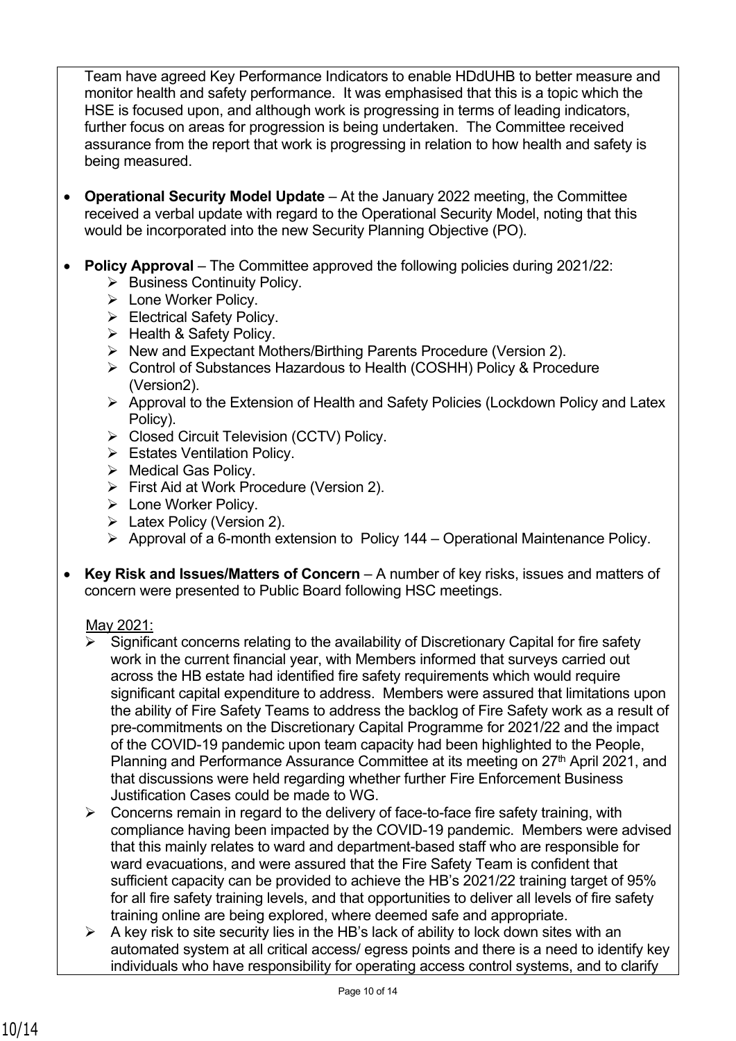Team have agreed Key Performance Indicators to enable HDdUHB to better measure and monitor health and safety performance. It was emphasised that this is a topic which the HSE is focused upon, and although work is progressing in terms of leading indicators, further focus on areas for progression is being undertaken. The Committee received assurance from the report that work is progressing in relation to how health and safety is being measured.

- **Operational Security Model Update** – At the January 2022 meeting, the Committee received a verbal update with regard to the Operational Security Model, noting that this would be incorporated into the new Security Planning Objective (PO).

- **Policy Approval** – The Committee approved the following policies during 2021/22:
  - Business Continuity Policy.
  - Lone Worker Policy.
  - Electrical Safety Policy.
  - Health & Safety Policy.
  - New and Expectant Mothers/Birthing Parents Procedure (Version 2).
  - Control of Substances Hazardous to Health (COSHH) Policy & Procedure (Version2).
  - Approval to the Extension of Health and Safety Policies (Lockdown Policy and Latex Policy).
  - Closed Circuit Television (CCTV) Policy.
  - Estates Ventilation Policy.
  - Medical Gas Policy.
  - First Aid at Work Procedure (Version 2).
  - Lone Worker Policy.
  - Latex Policy (Version 2).
  - Approval of a 6-month extension to Policy 144 – Operational Maintenance Policy.

- **Key Risk and Issues/Matters of Concern** – A number of key risks, issues and matters of concern were presented to Public Board following HSC meetings.

  May 2021:
  - Significant concerns relating to the availability of Discretionary Capital for fire safety work in the current financial year, with Members informed that surveys carried out across the HB estate had identified fire safety requirements which would require significant capital expenditure to address. Members were assured that limitations upon the ability of Fire Safety Teams to address the backlog of Fire Safety work as a result of pre-commitments on the Discretionary Capital Programme for 2021/22 and the impact of the COVID-19 pandemic upon team capacity had been highlighted to the People, Planning and Performance Assurance Committee at its meeting on 27th April 2021, and that discussions were held regarding whether further Fire Enforcement Business Justification Cases could be made to WG.
  - Concerns remain in regard to the delivery of face-to-face fire safety training, with compliance having been impacted by the COVID-19 pandemic. Members were advised that this mainly relates to ward and department-based staff who are responsible for ward evacuations, and were assured that the Fire Safety Team is confident that sufficient capacity can be provided to achieve the HB's 2021/22 training target of 95% for all fire safety training levels, and that opportunities to deliver all levels of fire safety training online are being explored, where deemed safe and appropriate.
  - A key risk to site security lies in the HB's lack of ability to lock down sites with an automated system at all critical access/ egress points and there is a need to identify key individuals who have responsibility for operating access control systems, and to clarify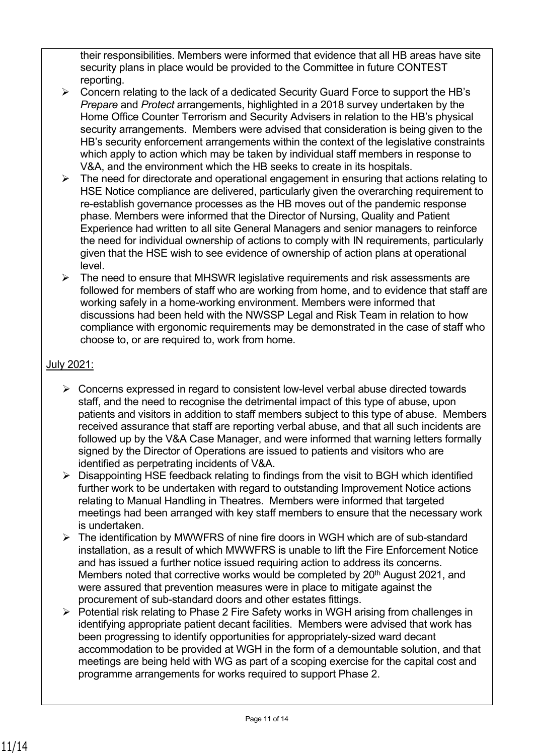their responsibilities. Members were informed that evidence that all HB areas have site security plans in place would be provided to the Committee in future CONTEST reporting.

- Concern relating to the lack of a dedicated Security Guard Force to support the HB's *Prepare* and *Protect* arrangements, highlighted in a 2018 survey undertaken by the Home Office Counter Terrorism and Security Advisers in relation to the HB's physical security arrangements. Members were advised that consideration is being given to the HB's security enforcement arrangements within the context of the legislative constraints which apply to action which may be taken by individual staff members in response to V&A, and the environment which the HB seeks to create in its hospitals.
- The need for directorate and operational engagement in ensuring that actions relating to HSE Notice compliance are delivered, particularly given the overarching requirement to re-establish governance processes as the HB moves out of the pandemic response phase. Members were informed that the Director of Nursing, Quality and Patient Experience had written to all site General Managers and senior managers to reinforce the need for individual ownership of actions to comply with IN requirements, particularly given that the HSE wish to see evidence of ownership of action plans at operational level.
- The need to ensure that MHSWR legislative requirements and risk assessments are followed for members of staff who are working from home, and to evidence that staff are working safely in a home-working environment. Members were informed that discussions had been held with the NWSSP Legal and Risk Team in relation to how compliance with ergonomic requirements may be demonstrated in the case of staff who choose to, or are required to, work from home.

<u>July 2021:</u>

- Concerns expressed in regard to consistent low-level verbal abuse directed towards staff, and the need to recognise the detrimental impact of this type of abuse, upon patients and visitors in addition to staff members subject to this type of abuse. Members received assurance that staff are reporting verbal abuse, and that all such incidents are followed up by the V&A Case Manager, and were informed that warning letters formally signed by the Director of Operations are issued to patients and visitors who are identified as perpetrating incidents of V&A.
- Disappointing HSE feedback relating to findings from the visit to BGH which identified further work to be undertaken with regard to outstanding Improvement Notice actions relating to Manual Handling in Theatres. Members were informed that targeted meetings had been arranged with key staff members to ensure that the necessary work is undertaken.
- The identification by MWWFRS of nine fire doors in WGH which are of sub-standard installation, as a result of which MWWFRS is unable to lift the Fire Enforcement Notice and has issued a further notice issued requiring action to address its concerns. Members noted that corrective works would be completed by 20th August 2021, and were assured that prevention measures were in place to mitigate against the procurement of sub-standard doors and other estates fittings.
- Potential risk relating to Phase 2 Fire Safety works in WGH arising from challenges in identifying appropriate patient decant facilities. Members were advised that work has been progressing to identify opportunities for appropriately-sized ward decant accommodation to be provided at WGH in the form of a demountable solution, and that meetings are being held with WG as part of a scoping exercise for the capital cost and programme arrangements for works required to support Phase 2.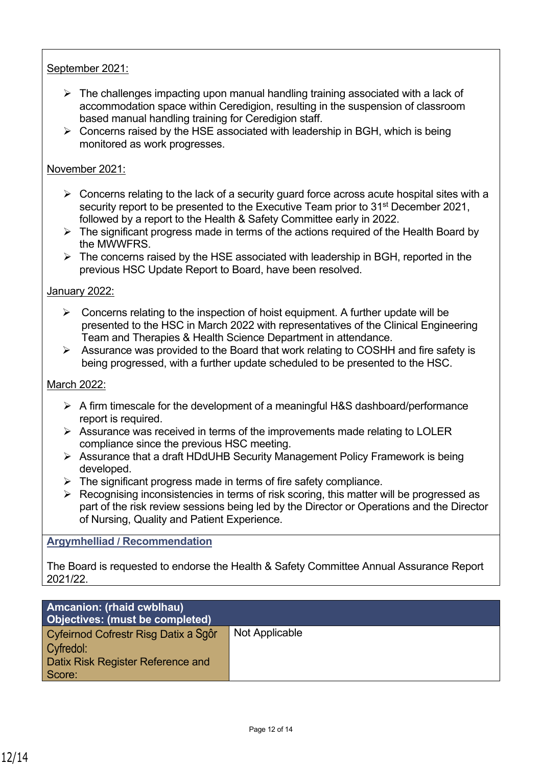September 2021:

- The challenges impacting upon manual handling training associated with a lack of accommodation space within Ceredigion, resulting in the suspension of classroom based manual handling training for Ceredigion staff.
- Concerns raised by the HSE associated with leadership in BGH, which is being monitored as work progresses.

November 2021:

- Concerns relating to the lack of a security guard force across acute hospital sites with a security report to be presented to the Executive Team prior to 31st December 2021, followed by a report to the Health & Safety Committee early in 2022.
- The significant progress made in terms of the actions required of the Health Board by the MWWFRS.
- The concerns raised by the HSE associated with leadership in BGH, reported in the previous HSC Update Report to Board, have been resolved.

January 2022:

- Concerns relating to the inspection of hoist equipment. A further update will be presented to the HSC in March 2022 with representatives of the Clinical Engineering Team and Therapies & Health Science Department in attendance.
- Assurance was provided to the Board that work relating to COSHH and fire safety is being progressed, with a further update scheduled to be presented to the HSC.

March 2022:

- A firm timescale for the development of a meaningful H&S dashboard/performance report is required.
- Assurance was received in terms of the improvements made relating to LOLER compliance since the previous HSC meeting.
- Assurance that a draft HDdUHB Security Management Policy Framework is being developed.
- The significant progress made in terms of fire safety compliance.
- Recognising inconsistencies in terms of risk scoring, this matter will be progressed as part of the risk review sessions being led by the Director or Operations and the Director of Nursing, Quality and Patient Experience.

## Argymhelliad / Recommendation

The Board is requested to endorse the Health & Safety Committee Annual Assurance Report 2021/22.

| **Amcanion: (rhaid cwblhau)<br>Objectives: (must be completed)** | |
|---|---|
| Cyfeirnod Cofrestr Risg Datix a Sgôr Cyfredol:<br>Datix Risk Register Reference and Score: | Not Applicable |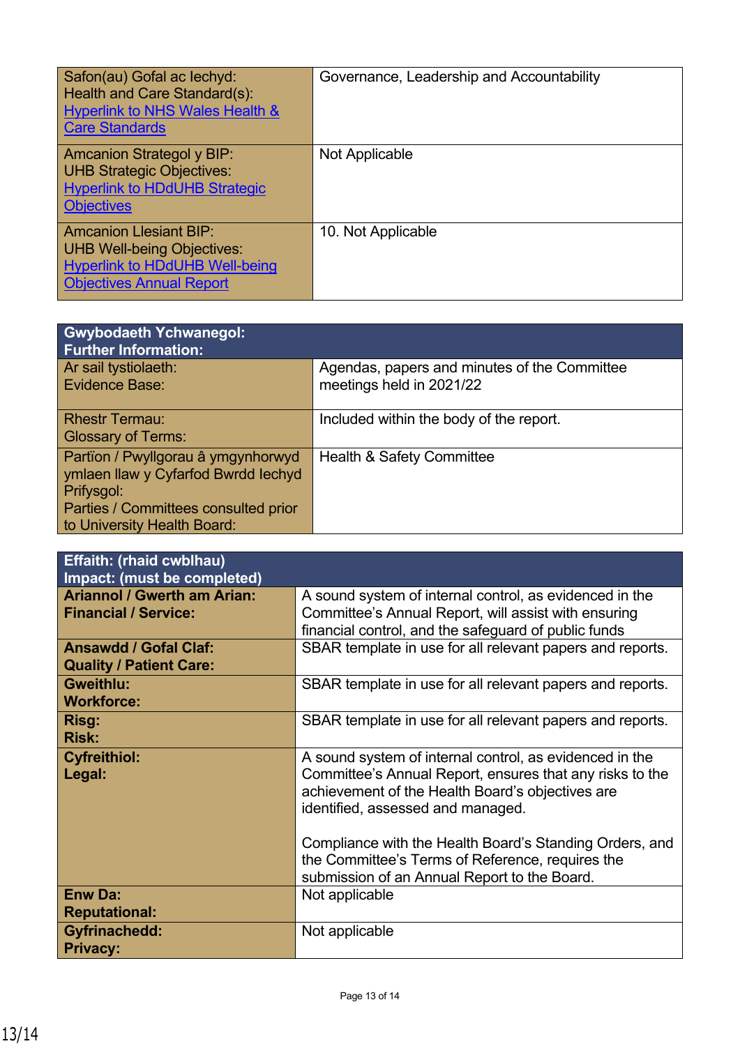| Safon(au) Gofal ac Iechyd:<br>Health and Care Standard(s):<br>[Hyperlink to NHS Wales Health & Care Standards]() | Governance, Leadership and Accountability |
|---|---|
| Amcanion Strategol y BIP:<br>UHB Strategic Objectives:<br>[Hyperlink to HDdUHB Strategic Objectives]() | Not Applicable |
| Amcanion Llesiant BIP:<br>UHB Well-being Objectives:<br>[Hyperlink to HDdUHB Well-being Objectives Annual Report]() | 10. Not Applicable |

| **Gwybodaeth Ychwanegol:<br>Further Information:** | |
|---|---|
| Ar sail tystiolaeth:<br>Evidence Base: | Agendas, papers and minutes of the Committee meetings held in 2021/22 |
| Rhestr Termau:<br>Glossary of Terms: | Included within the body of the report. |
| Partïon / Pwyllgorau â ymgynhorwyd ymlaen llaw y Cyfarfod Bwrdd Iechyd Prifysgol:<br>Parties / Committees consulted prior to University Health Board: | Health & Safety Committee |

| **Effaith: (rhaid cwblhau)<br>Impact: (must be completed)** | |
|---|---|
| **Ariannol / Gwerth am Arian:<br>Financial / Service:** | A sound system of internal control, as evidenced in the Committee's Annual Report, will assist with ensuring financial control, and the safeguard of public funds |
| **Ansawdd / Gofal Claf:<br>Quality / Patient Care:** | SBAR template in use for all relevant papers and reports. |
| **Gweithlu:<br>Workforce:** | SBAR template in use for all relevant papers and reports. |
| **Risg:<br>Risk:** | SBAR template in use for all relevant papers and reports. |
| **Cyfreithiol:<br>Legal:** | A sound system of internal control, as evidenced in the Committee's Annual Report, ensures that any risks to the achievement of the Health Board's objectives are identified, assessed and managed.<br><br>Compliance with the Health Board's Standing Orders, and the Committee's Terms of Reference, requires the submission of an Annual Report to the Board. |
| **Enw Da:<br>Reputational:** | Not applicable |
| **Gyfrinachedd:<br>Privacy:** | Not applicable |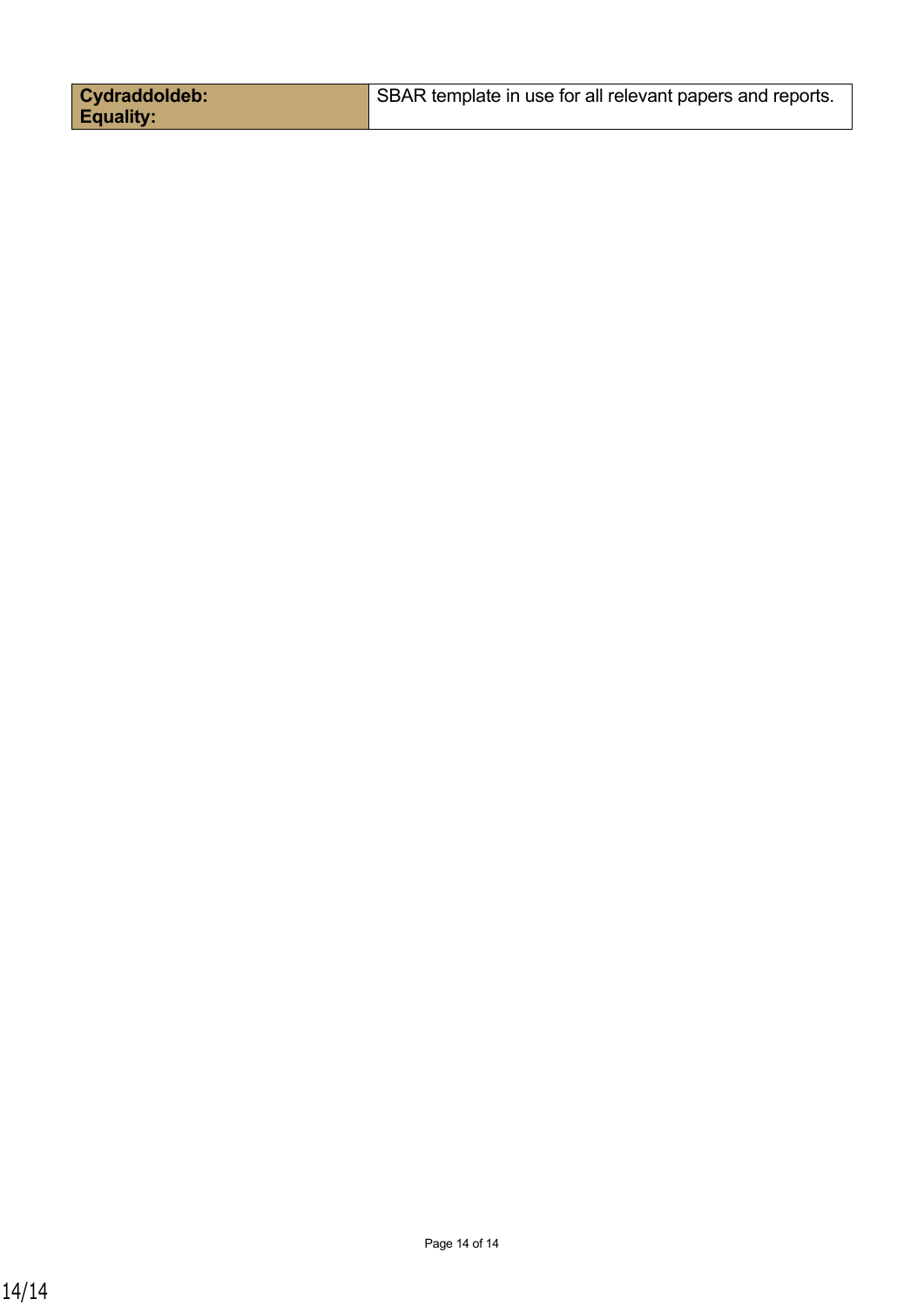| | |
|---|---|
| **Cydraddoldeb:**<br>**Equality:** | SBAR template in use for all relevant papers and reports. |